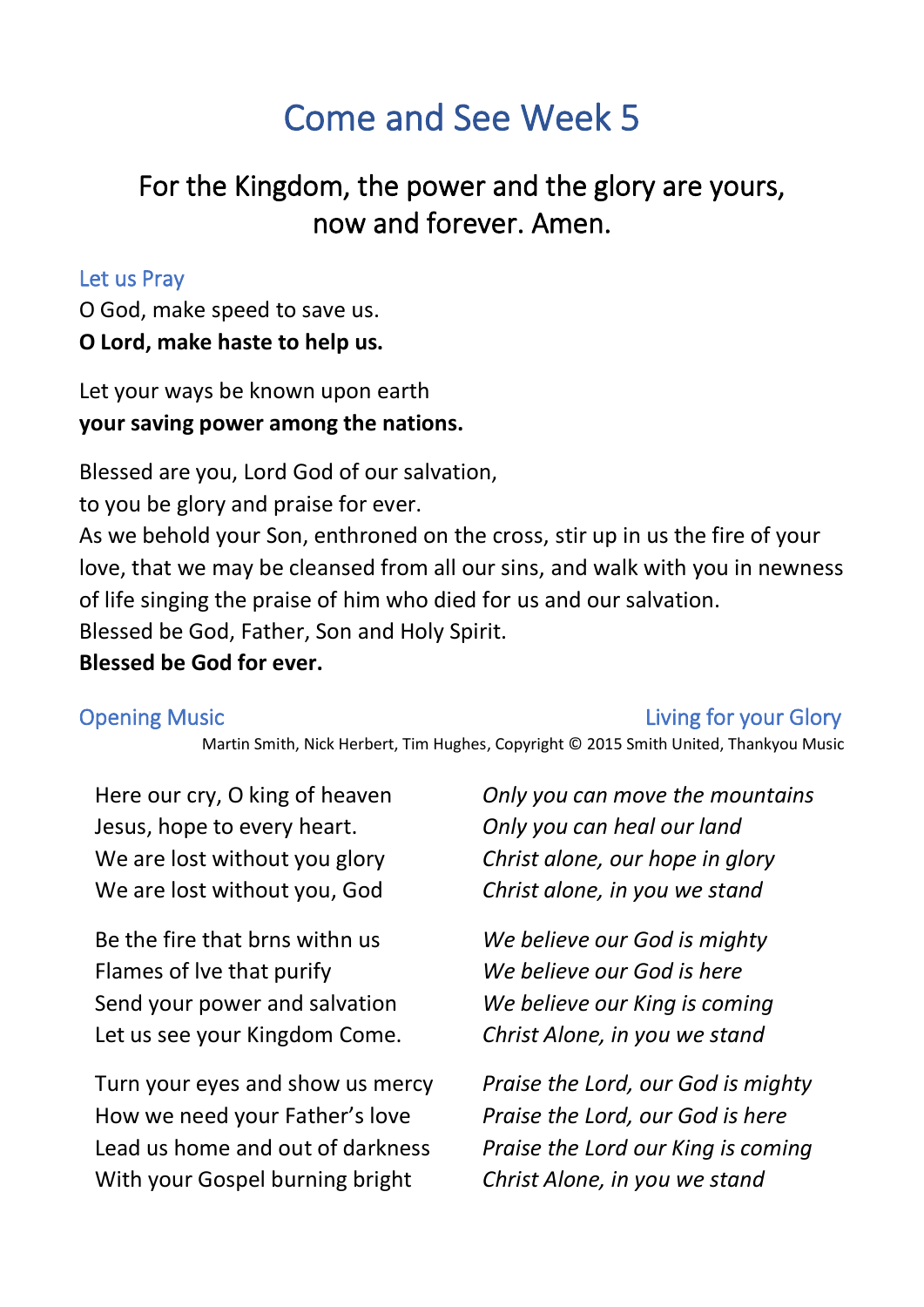# Come and See Week 5

## For the Kingdom, the power and the glory are yours, now and forever. Amen.

### Let us Pray

O God, make speed to save us.
**O Lord, make haste to help us.**

Let your ways be known upon earth
**your saving power among the nations.**

Blessed are you, Lord God of our salvation,
to you be glory and praise for ever.
As we behold your Son, enthroned on the cross, stir up in us the fire of your love, that we may be cleansed from all our sins, and walk with you in newness of life singing the praise of him who died for us and our salvation.
Blessed be God, Father, Son and Holy Spirit.
**Blessed be God for ever.**

### Opening Music — Living for your Glory

Martin Smith, Nick Herbert, Tim Hughes, Copyright © 2015 Smith United, Thankyou Music

Here our cry, O king of heaven
Jesus, hope to every heart.
We are lost without you glory
We are lost without you, God

Be the fire that brns withn us
Flames of lve that purify
Send your power and salvation
Let us see your Kingdom Come.

Turn your eyes and show us mercy
How we need your Father's love
Lead us home and out of darkness
With your Gospel burning bright

*Only you can move the mountains*
*Only you can heal our land*
*Christ alone, our hope in glory*
*Christ alone, in you we stand*

*We believe our God is mighty*
*We believe our God is here*
*We believe our King is coming*
*Christ Alone, in you we stand*

*Praise the Lord, our God is mighty*
*Praise the Lord, our God is here*
*Praise the Lord our King is coming*
*Christ Alone, in you we stand*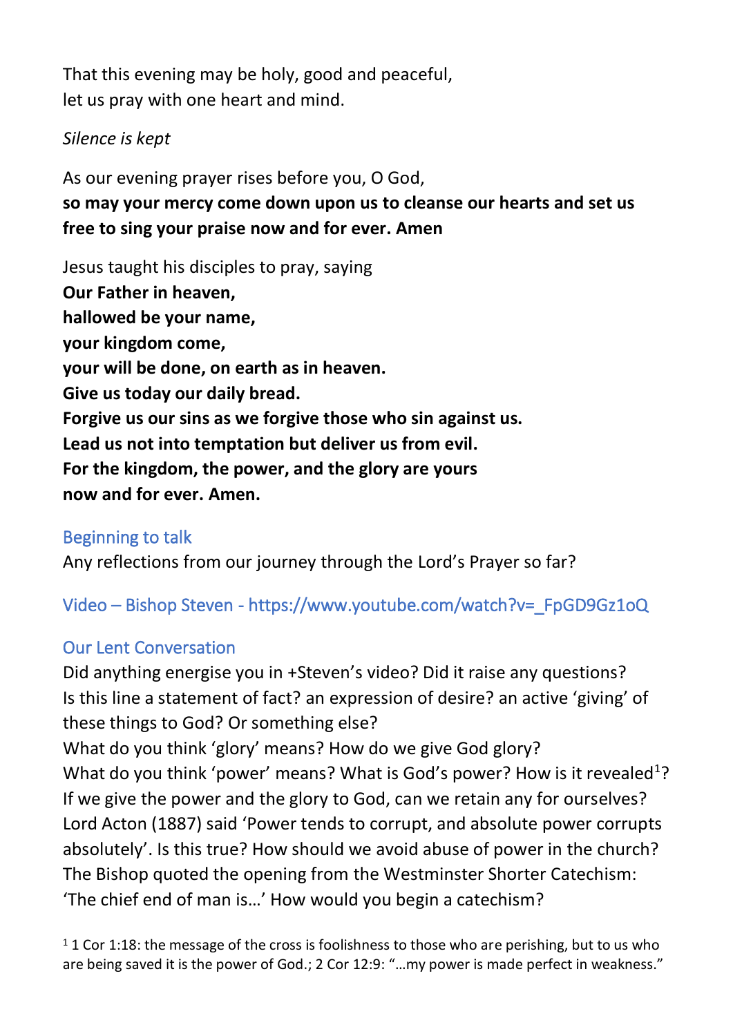That this evening may be holy, good and peaceful,
let us pray with one heart and mind.

*Silence is kept*

As our evening prayer rises before you, O God,
**so may your mercy come down upon us to cleanse our hearts and set us free to sing your praise now and for ever. Amen**

Jesus taught his disciples to pray, saying
**Our Father in heaven,**
**hallowed be your name,**
**your kingdom come,**
**your will be done, on earth as in heaven.**
**Give us today our daily bread.**
**Forgive us our sins as we forgive those who sin against us.**
**Lead us not into temptation but deliver us from evil.**
**For the kingdom, the power, and the glory are yours**
**now and for ever. Amen.**

## Beginning to talk

Any reflections from our journey through the Lord's Prayer so far?

## Video – Bishop Steven - https://www.youtube.com/watch?v=_FpGD9Gz1oQ

## Our Lent Conversation

Did anything energise you in +Steven's video? Did it raise any questions?
Is this line a statement of fact? an expression of desire? an active 'giving' of these things to God? Or something else?
What do you think 'glory' means? How do we give God glory?
What do you think 'power' means? What is God's power? How is it revealed[1]?
If we give the power and the glory to God, can we retain any for ourselves?
Lord Acton (1887) said 'Power tends to corrupt, and absolute power corrupts absolutely'. Is this true? How should we avoid abuse of power in the church?
The Bishop quoted the opening from the Westminster Shorter Catechism: 'The chief end of man is…' How would you begin a catechism?

[1] 1 Cor 1:18: the message of the cross is foolishness to those who are perishing, but to us who are being saved it is the power of God.; 2 Cor 12:9: "…my power is made perfect in weakness."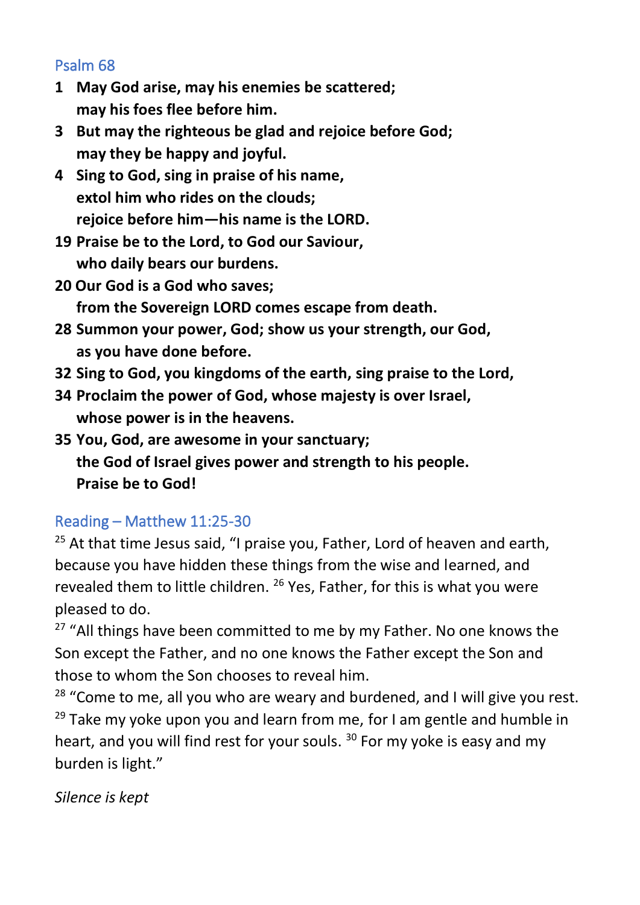## Psalm 68

**1 May God arise, may his enemies be scattered;**
**may his foes flee before him.**

**3 But may the righteous be glad and rejoice before God;**
**may they be happy and joyful.**

**4 Sing to God, sing in praise of his name,**
**extol him who rides on the clouds;**
**rejoice before him—his name is the LORD.**

**19 Praise be to the Lord, to God our Saviour,**
**who daily bears our burdens.**

**20 Our God is a God who saves;**
**from the Sovereign LORD comes escape from death.**

**28 Summon your power, God; show us your strength, our God,**
**as you have done before.**

**32 Sing to God, you kingdoms of the earth, sing praise to the Lord,**

**34 Proclaim the power of God, whose majesty is over Israel,**
**whose power is in the heavens.**

**35 You, God, are awesome in your sanctuary;**
**the God of Israel gives power and strength to his people.**
**Praise be to God!**

## Reading – Matthew 11:25-30

[25] At that time Jesus said, "I praise you, Father, Lord of heaven and earth, because you have hidden these things from the wise and learned, and revealed them to little children. [26] Yes, Father, for this is what you were pleased to do.

[27] "All things have been committed to me by my Father. No one knows the Son except the Father, and no one knows the Father except the Son and those to whom the Son chooses to reveal him.

[28] "Come to me, all you who are weary and burdened, and I will give you rest. [29] Take my yoke upon you and learn from me, for I am gentle and humble in heart, and you will find rest for your souls. [30] For my yoke is easy and my burden is light."

*Silence is kept*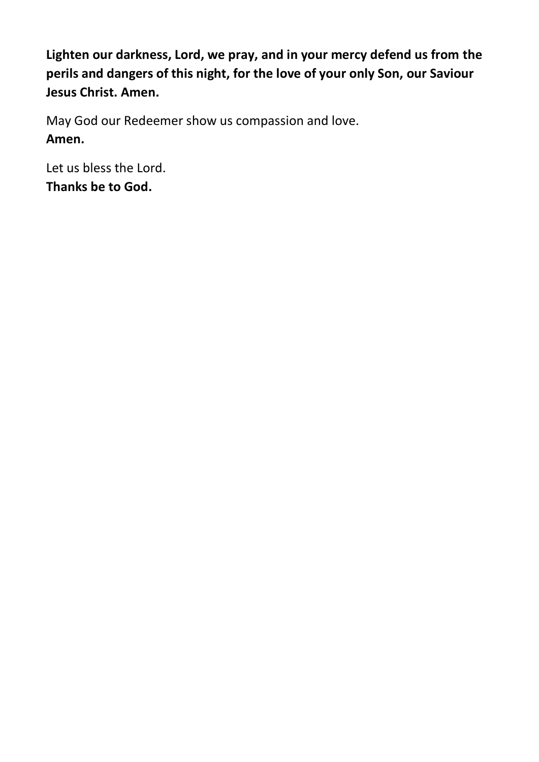**Lighten our darkness, Lord, we pray, and in your mercy defend us from the perils and dangers of this night, for the love of your only Son, our Saviour Jesus Christ. Amen.**

May God our Redeemer show us compassion and love.
**Amen.**

Let us bless the Lord.
**Thanks be to God.**